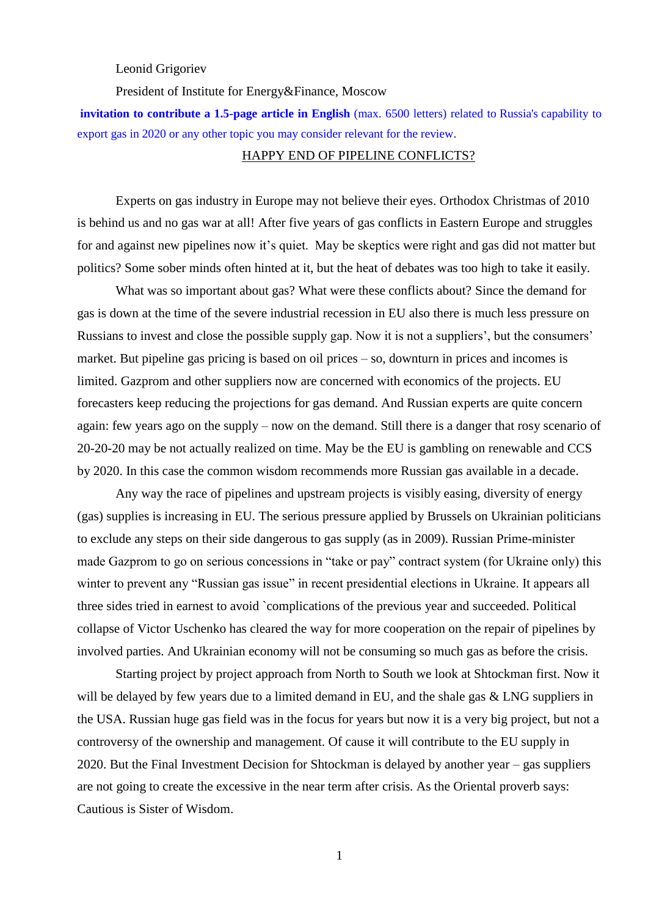Leonid Grigoriev

President of Institute for Energy&Finance, Moscow

**invitation to contribute a 1.5-page article in English** (max. 6500 letters) related to Russia's capability to export gas in 2020 or any other topic you may consider relevant for the review.

# HAPPY END OF PIPELINE CONFLICTS?

Experts on gas industry in Europe may not believe their eyes. Orthodox Christmas of 2010 is behind us and no gas war at all! After five years of gas conflicts in Eastern Europe and struggles for and against new pipelines now it's quiet. May be skeptics were right and gas did not matter but politics? Some sober minds often hinted at it, but the heat of debates was too high to take it easily.

What was so important about gas? What were these conflicts about? Since the demand for gas is down at the time of the severe industrial recession in EU also there is much less pressure on Russians to invest and close the possible supply gap. Now it is not a suppliers', but the consumers' market. But pipeline gas pricing is based on oil prices – so, downturn in prices and incomes is limited. Gazprom and other suppliers now are concerned with economics of the projects. EU forecasters keep reducing the projections for gas demand. And Russian experts are quite concern again: few years ago on the supply – now on the demand. Still there is a danger that rosy scenario of 20-20-20 may be not actually realized on time. May be the EU is gambling on renewable and CCS by 2020. In this case the common wisdom recommends more Russian gas available in a decade.

Any way the race of pipelines and upstream projects is visibly easing, diversity of energy (gas) supplies is increasing in EU. The serious pressure applied by Brussels on Ukrainian politicians to exclude any steps on their side dangerous to gas supply (as in 2009). Russian Prime-minister made Gazprom to go on serious concessions in "take or pay" contract system (for Ukraine only) this winter to prevent any "Russian gas issue" in recent presidential elections in Ukraine. It appears all three sides tried in earnest to avoid `complications of the previous year and succeeded. Political collapse of Victor Uschenko has cleared the way for more cooperation on the repair of pipelines by involved parties. And Ukrainian economy will not be consuming so much gas as before the crisis.

Starting project by project approach from North to South we look at Shtockman first. Now it will be delayed by few years due to a limited demand in EU, and the shale gas & LNG suppliers in the USA. Russian huge gas field was in the focus for years but now it is a very big project, but not a controversy of the ownership and management. Of cause it will contribute to the EU supply in 2020. But the Final Investment Decision for Shtockman is delayed by another year – gas suppliers are not going to create the excessive in the near term after crisis. As the Oriental proverb says: Cautious is Sister of Wisdom.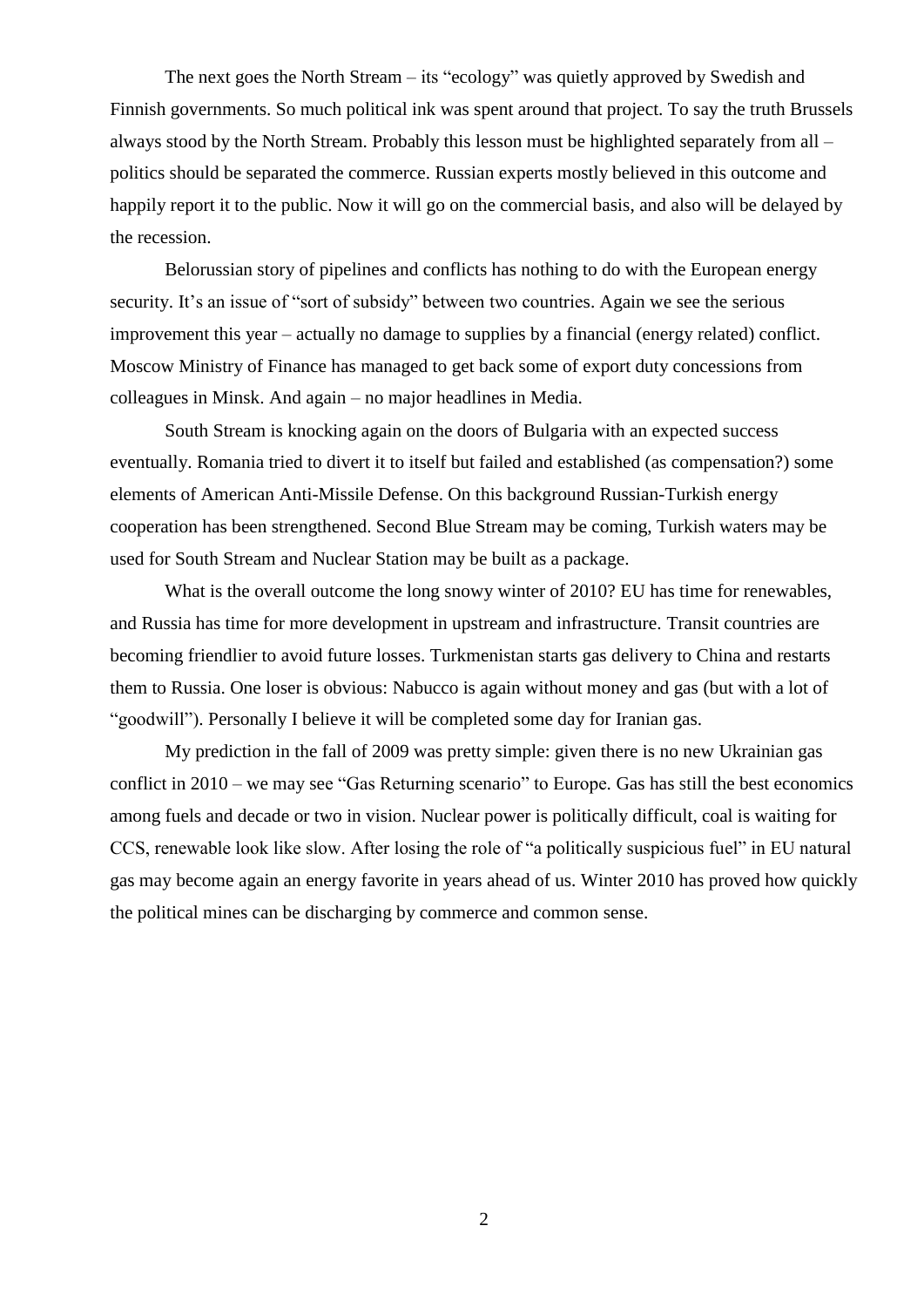The next goes the North Stream – its "ecology" was quietly approved by Swedish and Finnish governments. So much political ink was spent around that project. To say the truth Brussels always stood by the North Stream. Probably this lesson must be highlighted separately from all – politics should be separated the commerce. Russian experts mostly believed in this outcome and happily report it to the public. Now it will go on the commercial basis, and also will be delayed by the recession.

Belorussian story of pipelines and conflicts has nothing to do with the European energy security. It's an issue of "sort of subsidy" between two countries. Again we see the serious improvement this year – actually no damage to supplies by a financial (energy related) conflict. Moscow Ministry of Finance has managed to get back some of export duty concessions from colleagues in Minsk. And again – no major headlines in Media.

South Stream is knocking again on the doors of Bulgaria with an expected success eventually. Romania tried to divert it to itself but failed and established (as compensation?) some elements of American Anti-Missile Defense. On this background Russian-Turkish energy cooperation has been strengthened. Second Blue Stream may be coming, Turkish waters may be used for South Stream and Nuclear Station may be built as a package.

What is the overall outcome the long snowy winter of 2010? EU has time for renewables, and Russia has time for more development in upstream and infrastructure. Transit countries are becoming friendlier to avoid future losses. Turkmenistan starts gas delivery to China and restarts them to Russia. One loser is obvious: Nabucco is again without money and gas (but with a lot of "goodwill"). Personally I believe it will be completed some day for Iranian gas.

My prediction in the fall of 2009 was pretty simple: given there is no new Ukrainian gas conflict in 2010 – we may see "Gas Returning scenario" to Europe. Gas has still the best economics among fuels and decade or two in vision. Nuclear power is politically difficult, coal is waiting for CCS, renewable look like slow. After losing the role of "a politically suspicious fuel" in EU natural gas may become again an energy favorite in years ahead of us. Winter 2010 has proved how quickly the political mines can be discharging by commerce and common sense.